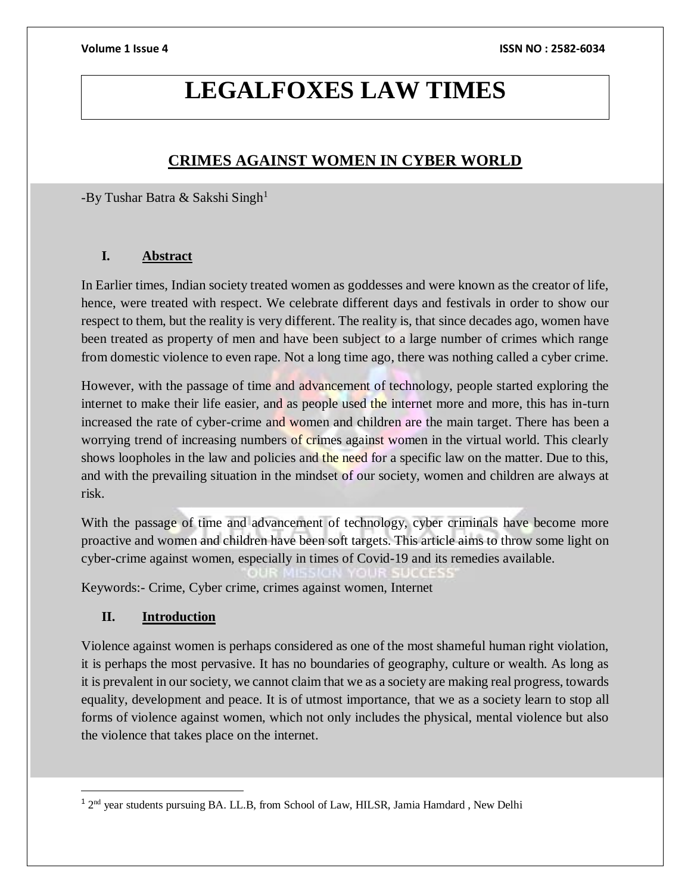# LEGALFOXES LAW TIMES

## CRIMES AGAINST WOMEN IN CYBER WORLD

-By Tushar Batra & Sakshi Singh[1]

### I. Abstract

In Earlier times, Indian society treated women as goddesses and were known as the creator of life, hence, were treated with respect. We celebrate different days and festivals in order to show our respect to them, but the reality is very different. The reality is, that since decades ago, women have been treated as property of men and have been subject to a large number of crimes which range from domestic violence to even rape. Not a long time ago, there was nothing called a cyber crime.

However, with the passage of time and advancement of technology, people started exploring the internet to make their life easier, and as people used the internet more and more, this has in-turn increased the rate of cyber-crime and women and children are the main target. There has been a worrying trend of increasing numbers of crimes against women in the virtual world. This clearly shows loopholes in the law and policies and the need for a specific law on the matter. Due to this, and with the prevailing situation in the mindset of our society, women and children are always at risk.

With the passage of time and advancement of technology, cyber criminals have become more proactive and women and children have been soft targets. This article aims to throw some light on cyber-crime against women, especially in times of Covid-19 and its remedies available.

Keywords:- Crime, Cyber crime, crimes against women, Internet

### II. Introduction

Violence against women is perhaps considered as one of the most shameful human right violation, it is perhaps the most pervasive. It has no boundaries of geography, culture or wealth. As long as it is prevalent in our society, we cannot claim that we as a society are making real progress, towards equality, development and peace. It is of utmost importance, that we as a society learn to stop all forms of violence against women, which not only includes the physical, mental violence but also the violence that takes place on the internet.

---

[1] 2nd year students pursuing BA. LL.B, from School of Law, HILSR, Jamia Hamdard , New Delhi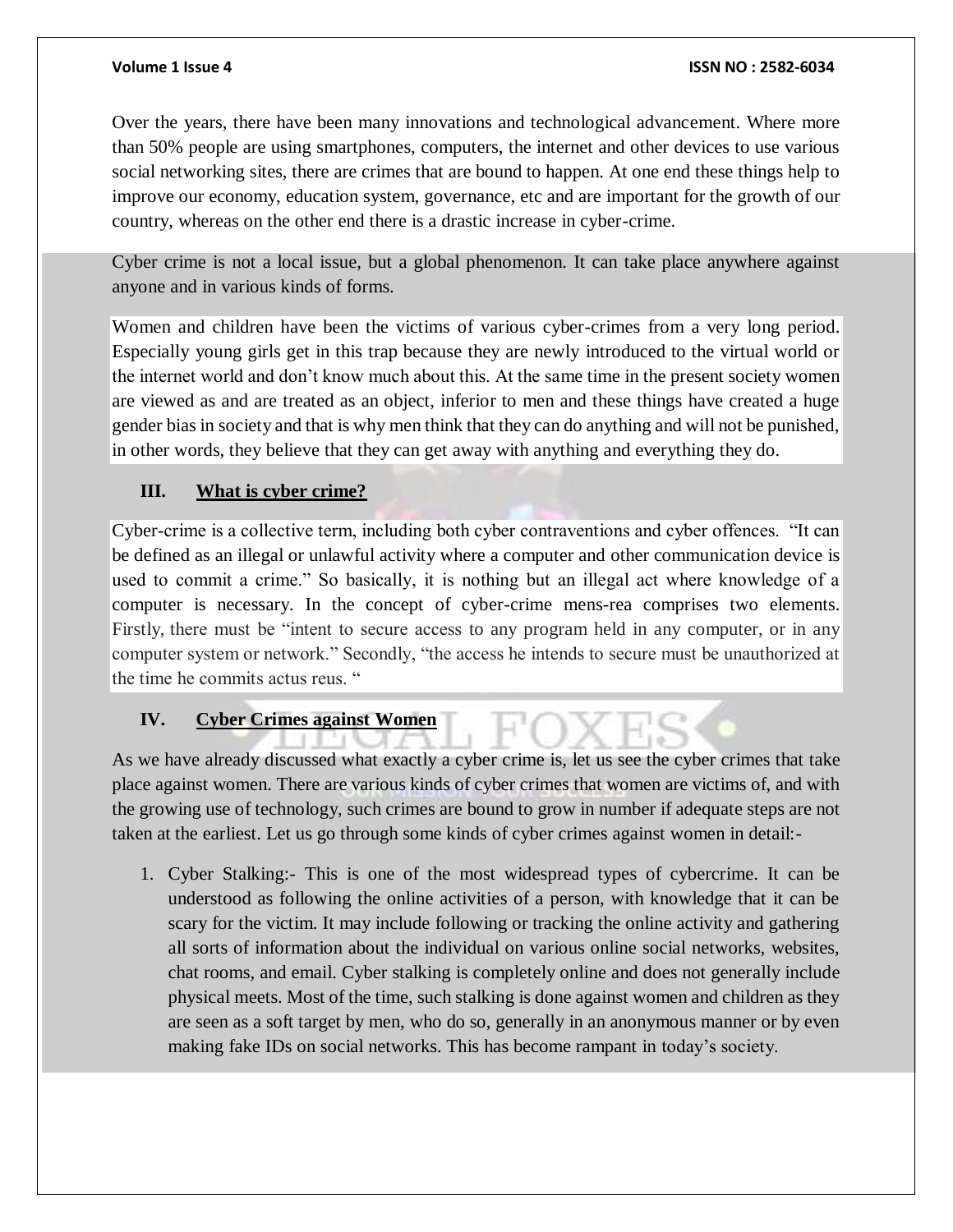Over the years, there have been many innovations and technological advancement. Where more than 50% people are using smartphones, computers, the internet and other devices to use various social networking sites, there are crimes that are bound to happen. At one end these things help to improve our economy, education system, governance, etc and are important for the growth of our country, whereas on the other end there is a drastic increase in cyber-crime.

Cyber crime is not a local issue, but a global phenomenon. It can take place anywhere against anyone and in various kinds of forms.

Women and children have been the victims of various cyber-crimes from a very long period. Especially young girls get in this trap because they are newly introduced to the virtual world or the internet world and don't know much about this. At the same time in the present society women are viewed as and are treated as an object, inferior to men and these things have created a huge gender bias in society and that is why men think that they can do anything and will not be punished, in other words, they believe that they can get away with anything and everything they do.

## III. What is cyber crime?

Cyber-crime is a collective term, including both cyber contraventions and cyber offences. "It can be defined as an illegal or unlawful activity where a computer and other communication device is used to commit a crime." So basically, it is nothing but an illegal act where knowledge of a computer is necessary. In the concept of cyber-crime mens-rea comprises two elements. Firstly, there must be "intent to secure access to any program held in any computer, or in any computer system or network." Secondly, "the access he intends to secure must be unauthorized at the time he commits actus reus. "

## IV. Cyber Crimes against Women

As we have already discussed what exactly a cyber crime is, let us see the cyber crimes that take place against women. There are various kinds of cyber crimes that women are victims of, and with the growing use of technology, such crimes are bound to grow in number if adequate steps are not taken at the earliest. Let us go through some kinds of cyber crimes against women in detail:-

1. Cyber Stalking:- This is one of the most widespread types of cybercrime. It can be understood as following the online activities of a person, with knowledge that it can be scary for the victim. It may include following or tracking the online activity and gathering all sorts of information about the individual on various online social networks, websites, chat rooms, and email. Cyber stalking is completely online and does not generally include physical meets. Most of the time, such stalking is done against women and children as they are seen as a soft target by men, who do so, generally in an anonymous manner or by even making fake IDs on social networks. This has become rampant in today's society.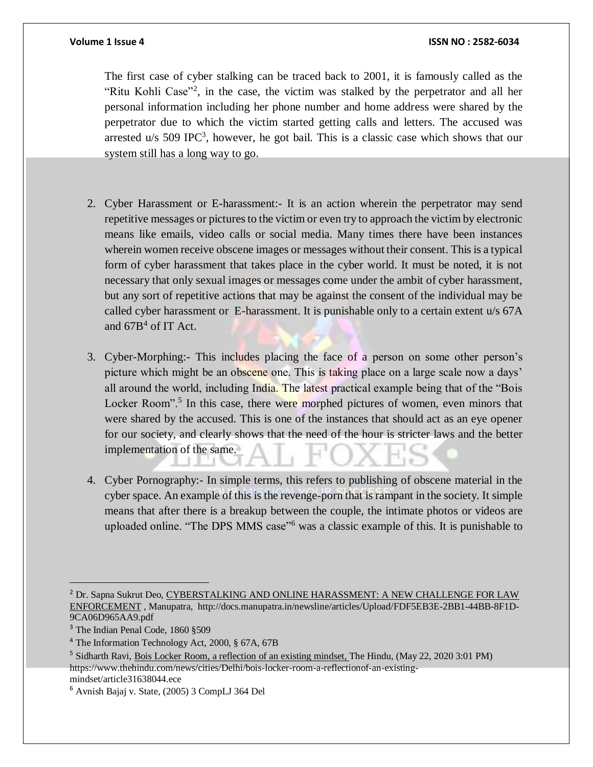The first case of cyber stalking can be traced back to 2001, it is famously called as the "Ritu Kohli Case"[2], in the case, the victim was stalked by the perpetrator and all her personal information including her phone number and home address were shared by the perpetrator due to which the victim started getting calls and letters. The accused was arrested u/s 509 IPC[3], however, he got bail. This is a classic case which shows that our system still has a long way to go.

2. Cyber Harassment or E-harassment:- It is an action wherein the perpetrator may send repetitive messages or pictures to the victim or even try to approach the victim by electronic means like emails, video calls or social media. Many times there have been instances wherein women receive obscene images or messages without their consent. This is a typical form of cyber harassment that takes place in the cyber world. It must be noted, it is not necessary that only sexual images or messages come under the ambit of cyber harassment, but any sort of repetitive actions that may be against the consent of the individual may be called cyber harassment or E-harassment. It is punishable only to a certain extent u/s 67A and 67B[4] of IT Act.

3. Cyber-Morphing:- This includes placing the face of a person on some other person's picture which might be an obscene one. This is taking place on a large scale now a days' all around the world, including India. The latest practical example being that of the "Bois Locker Room".[5] In this case, there were morphed pictures of women, even minors that were shared by the accused. This is one of the instances that should act as an eye opener for our society, and clearly shows that the need of the hour is stricter laws and the better implementation of the same.

4. Cyber Pornography:- In simple terms, this refers to publishing of obscene material in the cyber space. An example of this is the revenge-porn that is rampant in the society. It simple means that after there is a breakup between the couple, the intimate photos or videos are uploaded online. "The DPS MMS case"[6] was a classic example of this. It is punishable to

---

[2] Dr. Sapna Sukrut Deo, CYBERSTALKING AND ONLINE HARASSMENT: A NEW CHALLENGE FOR LAW ENFORCEMENT , Manupatra, http://docs.manupatra.in/newsline/articles/Upload/FDF5EB3E-2BB1-44BB-8F1D-9CA06D965AA9.pdf

[3] The Indian Penal Code, 1860 §509

[4] The Information Technology Act, 2000, § 67A, 67B

[5] Sidharth Ravi, Bois Locker Room, a reflection of an existing mindset, The Hindu, (May 22, 2020 3:01 PM) https://www.thehindu.com/news/cities/Delhi/bois-locker-room-a-reflectionof-an-existing-mindset/article31638044.ece

[6] Avnish Bajaj v. State, (2005) 3 CompLJ 364 Del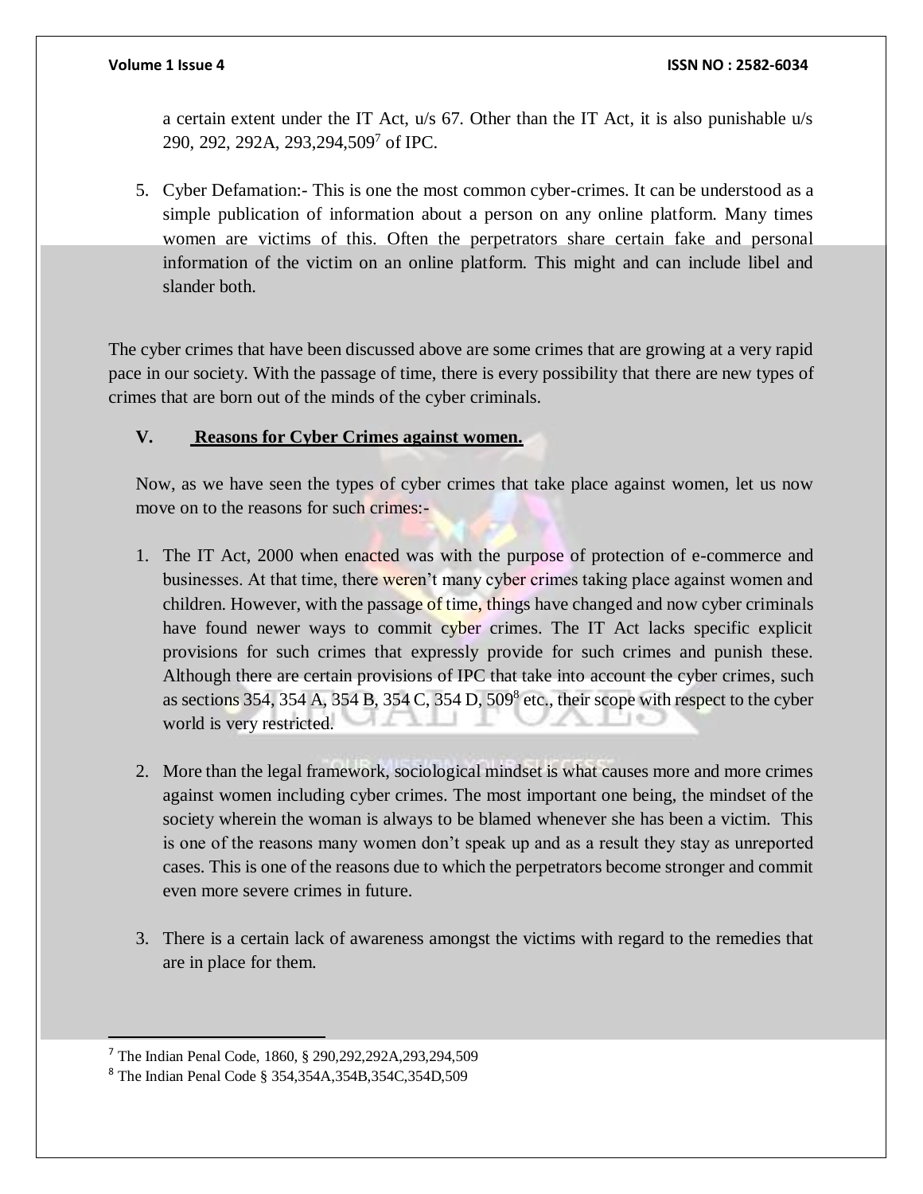a certain extent under the IT Act, u/s 67. Other than the IT Act, it is also punishable u/s 290, 292, 292A, 293,294,509[7] of IPC.

5. Cyber Defamation:- This is one the most common cyber-crimes. It can be understood as a simple publication of information about a person on any online platform. Many times women are victims of this. Often the perpetrators share certain fake and personal information of the victim on an online platform. This might and can include libel and slander both.

The cyber crimes that have been discussed above are some crimes that are growing at a very rapid pace in our society. With the passage of time, there is every possibility that there are new types of crimes that are born out of the minds of the cyber criminals.

## V. Reasons for Cyber Crimes against women.

Now, as we have seen the types of cyber crimes that take place against women, let us now move on to the reasons for such crimes:-

1. The IT Act, 2000 when enacted was with the purpose of protection of e-commerce and businesses. At that time, there weren't many cyber crimes taking place against women and children. However, with the passage of time, things have changed and now cyber criminals have found newer ways to commit cyber crimes. The IT Act lacks specific explicit provisions for such crimes that expressly provide for such crimes and punish these. Although there are certain provisions of IPC that take into account the cyber crimes, such as sections 354, 354 A, 354 B, 354 C, 354 D, 509[8] etc., their scope with respect to the cyber world is very restricted.

2. More than the legal framework, sociological mindset is what causes more and more crimes against women including cyber crimes. The most important one being, the mindset of the society wherein the woman is always to be blamed whenever she has been a victim. This is one of the reasons many women don't speak up and as a result they stay as unreported cases. This is one of the reasons due to which the perpetrators become stronger and commit even more severe crimes in future.

3. There is a certain lack of awareness amongst the victims with regard to the remedies that are in place for them.

---

[7] The Indian Penal Code, 1860, § 290,292,292A,293,294,509

[8] The Indian Penal Code § 354,354A,354B,354C,354D,509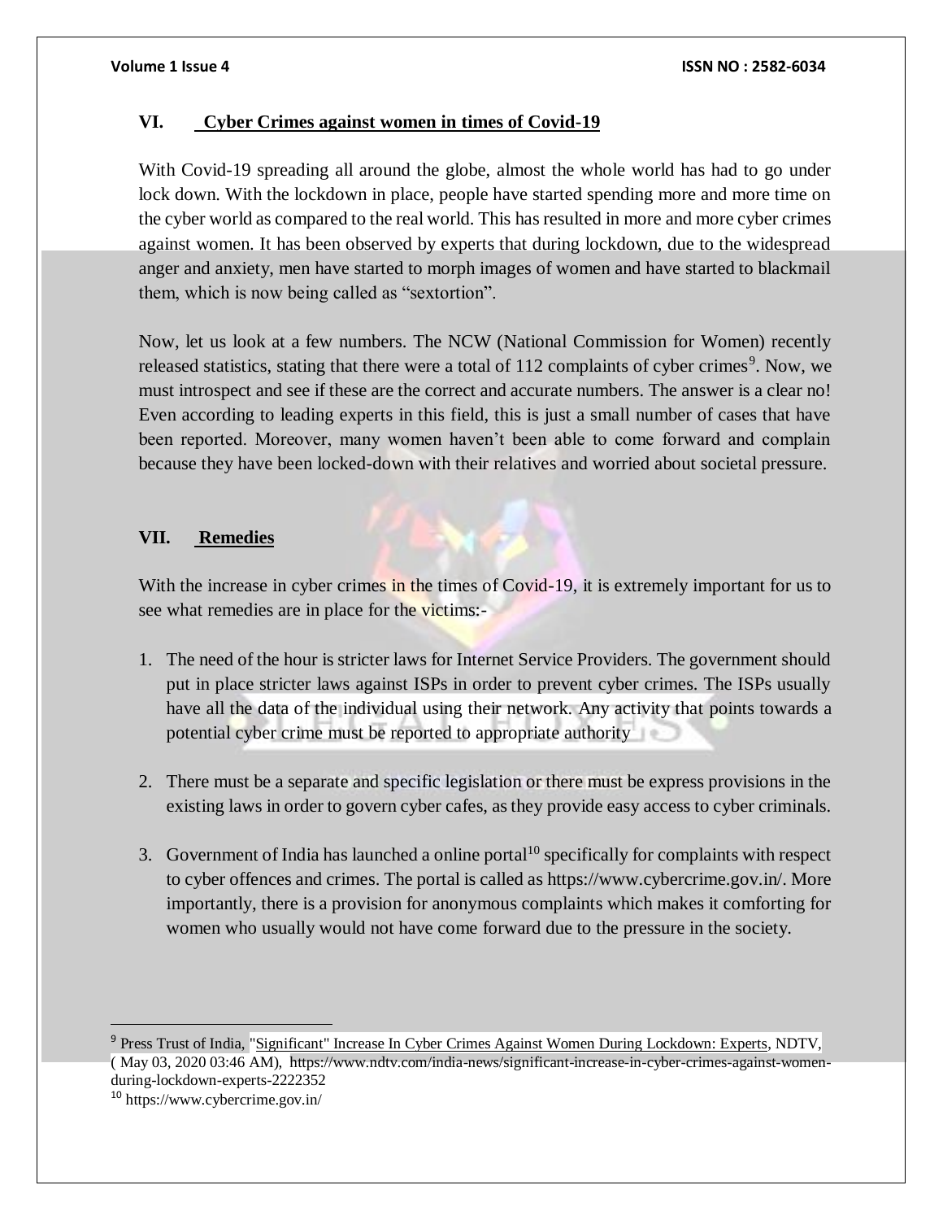## VI. Cyber Crimes against women in times of Covid-19

With Covid-19 spreading all around the globe, almost the whole world has had to go under lock down. With the lockdown in place, people have started spending more and more time on the cyber world as compared to the real world. This has resulted in more and more cyber crimes against women. It has been observed by experts that during lockdown, due to the widespread anger and anxiety, men have started to morph images of women and have started to blackmail them, which is now being called as "sextortion".

Now, let us look at a few numbers. The NCW (National Commission for Women) recently released statistics, stating that there were a total of 112 complaints of cyber crimes[9]. Now, we must introspect and see if these are the correct and accurate numbers. The answer is a clear no! Even according to leading experts in this field, this is just a small number of cases that have been reported. Moreover, many women haven't been able to come forward and complain because they have been locked-down with their relatives and worried about societal pressure.

## VII. Remedies

With the increase in cyber crimes in the times of Covid-19, it is extremely important for us to see what remedies are in place for the victims:-

1. The need of the hour is stricter laws for Internet Service Providers. The government should put in place stricter laws against ISPs in order to prevent cyber crimes. The ISPs usually have all the data of the individual using their network. Any activity that points towards a potential cyber crime must be reported to appropriate authority

2. There must be a separate and specific legislation or there must be express provisions in the existing laws in order to govern cyber cafes, as they provide easy access to cyber criminals.

3. Government of India has launched a online portal[10] specifically for complaints with respect to cyber offences and crimes. The portal is called as https://www.cybercrime.gov.in/. More importantly, there is a provision for anonymous complaints which makes it comforting for women who usually would not have come forward due to the pressure in the society.

---

[9] Press Trust of India, "Significant" Increase In Cyber Crimes Against Women During Lockdown: Experts, NDTV, ( May 03, 2020 03:46 AM), https://www.ndtv.com/india-news/significant-increase-in-cyber-crimes-against-women-during-lockdown-experts-2222352

[10] https://www.cybercrime.gov.in/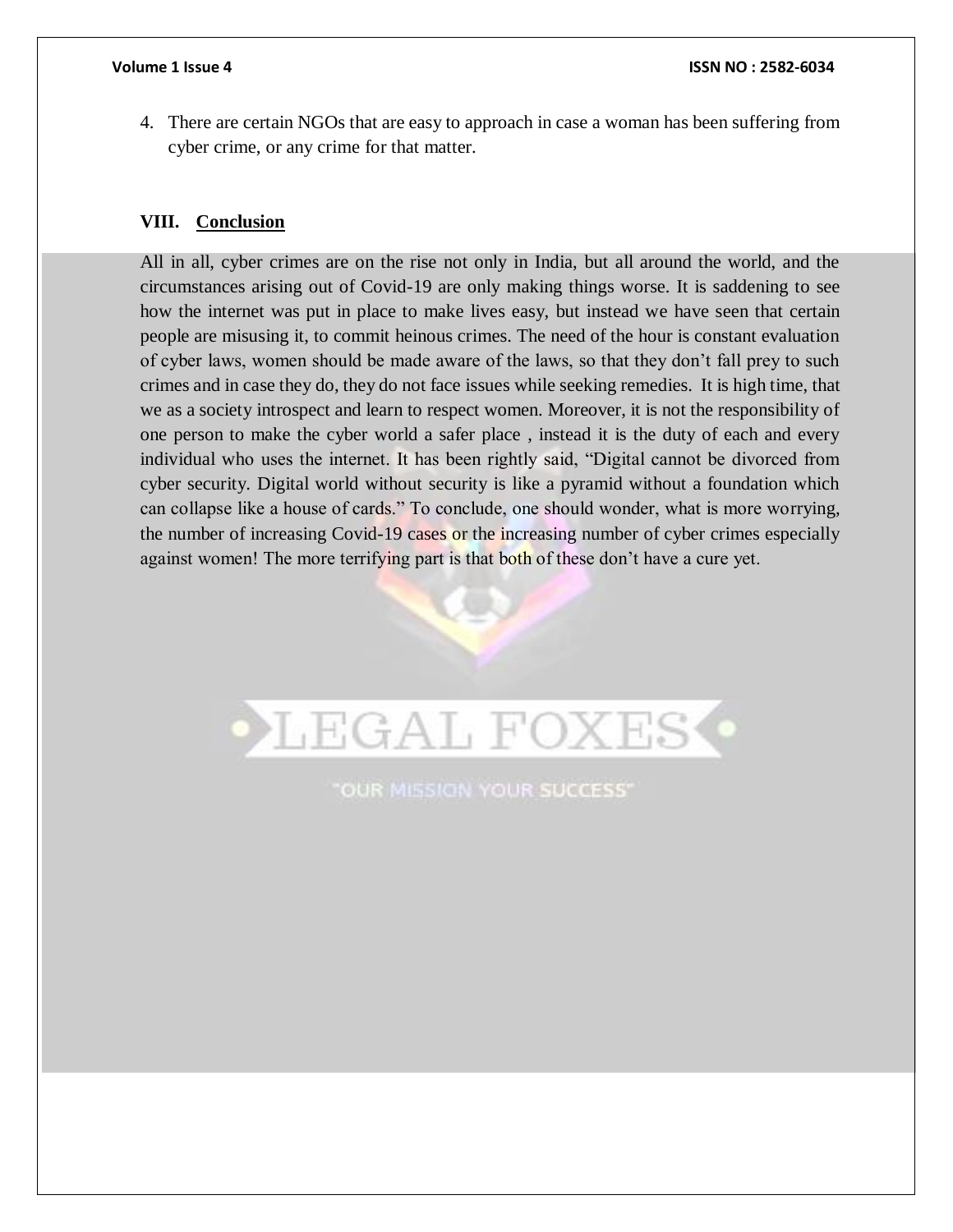4. There are certain NGOs that are easy to approach in case a woman has been suffering from cyber crime, or any crime for that matter.

## VIII. Conclusion

All in all, cyber crimes are on the rise not only in India, but all around the world, and the circumstances arising out of Covid-19 are only making things worse. It is saddening to see how the internet was put in place to make lives easy, but instead we have seen that certain people are misusing it, to commit heinous crimes. The need of the hour is constant evaluation of cyber laws, women should be made aware of the laws, so that they don't fall prey to such crimes and in case they do, they do not face issues while seeking remedies. It is high time, that we as a society introspect and learn to respect women. Moreover, it is not the responsibility of one person to make the cyber world a safer place , instead it is the duty of each and every individual who uses the internet. It has been rightly said, "Digital cannot be divorced from cyber security. Digital world without security is like a pyramid without a foundation which can collapse like a house of cards." To conclude, one should wonder, what is more worrying, the number of increasing Covid-19 cases or the increasing number of cyber crimes especially against women! The more terrifying part is that both of these don't have a cure yet.